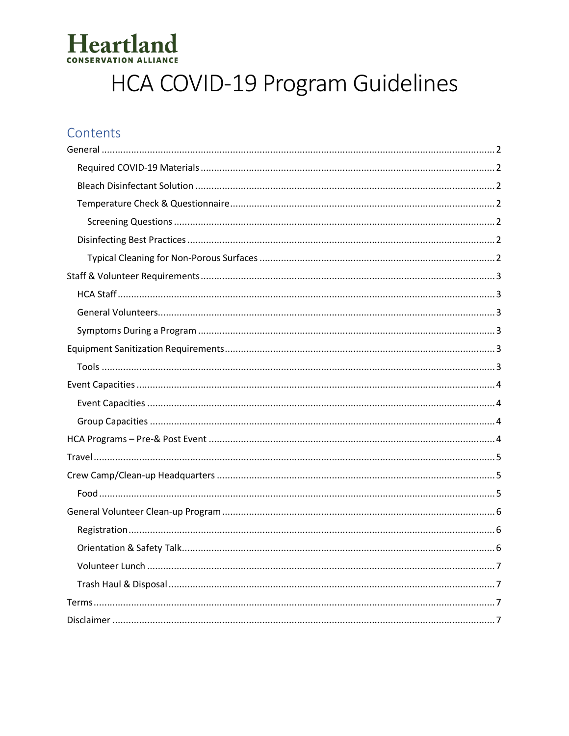**Heartland**
**CONSERVATION ALLIANCE**

# HCA COVID-19 Program Guidelines

## Contents

- General ..... 2
  - Required COVID-19 Materials ..... 2
  - Bleach Disinfectant Solution ..... 2
  - Temperature Check & Questionnaire ..... 2
    - Screening Questions ..... 2
  - Disinfecting Best Practices ..... 2
    - Typical Cleaning for Non-Porous Surfaces ..... 2
- Staff & Volunteer Requirements ..... 3
  - HCA Staff ..... 3
  - General Volunteers ..... 3
  - Symptoms During a Program ..... 3
- Equipment Sanitization Requirements ..... 3
  - Tools ..... 3
- Event Capacities ..... 4
  - Event Capacities ..... 4
  - Group Capacities ..... 4
- HCA Programs – Pre-& Post Event ..... 4
- Travel ..... 5
- Crew Camp/Clean-up Headquarters ..... 5
  - Food ..... 5
- General Volunteer Clean-up Program ..... 6
  - Registration ..... 6
  - Orientation & Safety Talk ..... 6
  - Volunteer Lunch ..... 7
  - Trash Haul & Disposal ..... 7
- Terms ..... 7
- Disclaimer ..... 7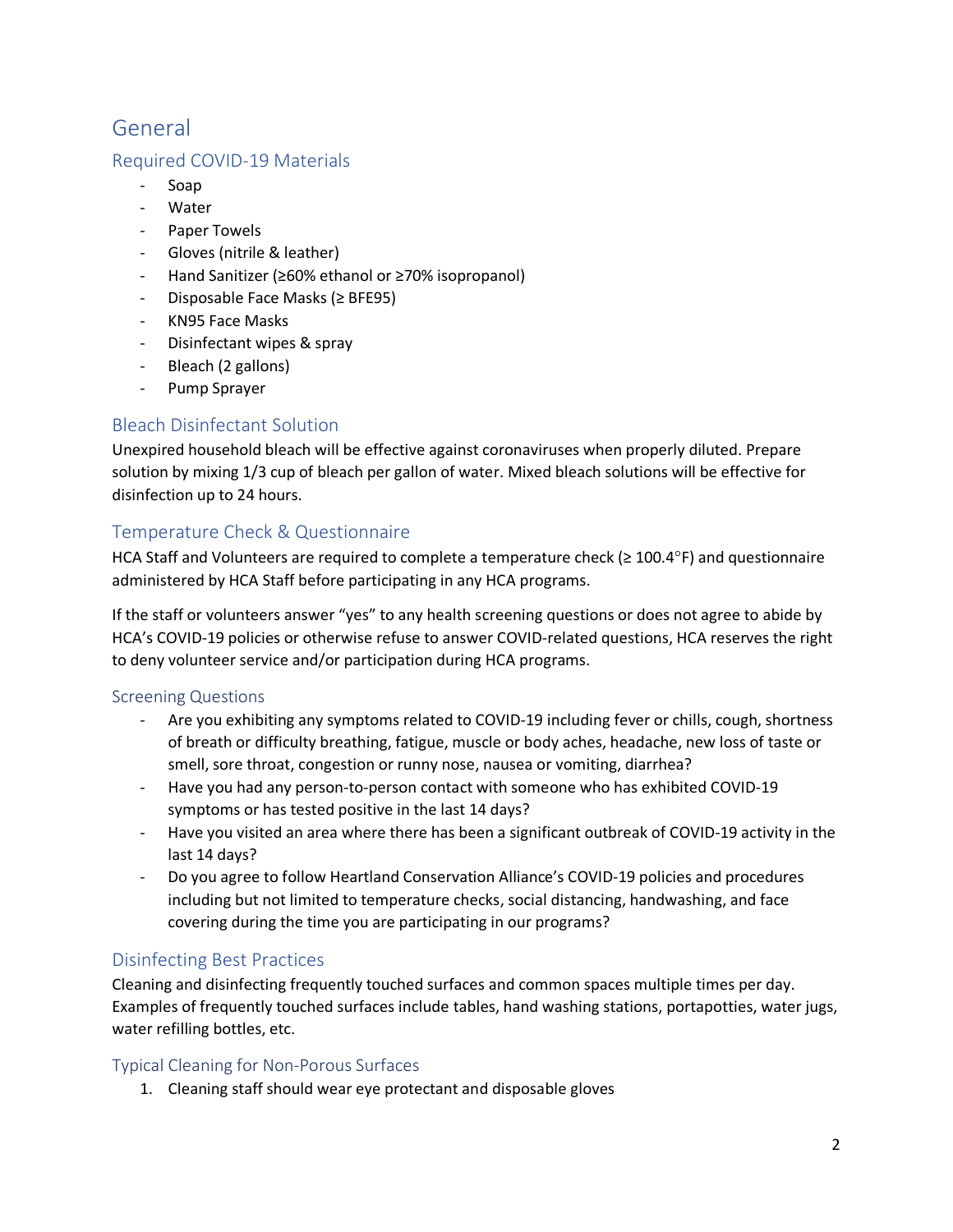# General

## Required COVID-19 Materials

- Soap
- Water
- Paper Towels
- Gloves (nitrile & leather)
- Hand Sanitizer (≥60% ethanol or ≥70% isopropanol)
- Disposable Face Masks (≥ BFE95)
- KN95 Face Masks
- Disinfectant wipes & spray
- Bleach (2 gallons)
- Pump Sprayer

## Bleach Disinfectant Solution

Unexpired household bleach will be effective against coronaviruses when properly diluted. Prepare solution by mixing 1/3 cup of bleach per gallon of water. Mixed bleach solutions will be effective for disinfection up to 24 hours.

## Temperature Check & Questionnaire

HCA Staff and Volunteers are required to complete a temperature check (≥ 100.4°F) and questionnaire administered by HCA Staff before participating in any HCA programs.

If the staff or volunteers answer "yes" to any health screening questions or does not agree to abide by HCA's COVID-19 policies or otherwise refuse to answer COVID-related questions, HCA reserves the right to deny volunteer service and/or participation during HCA programs.

### Screening Questions

- Are you exhibiting any symptoms related to COVID-19 including fever or chills, cough, shortness of breath or difficulty breathing, fatigue, muscle or body aches, headache, new loss of taste or smell, sore throat, congestion or runny nose, nausea or vomiting, diarrhea?
- Have you had any person-to-person contact with someone who has exhibited COVID-19 symptoms or has tested positive in the last 14 days?
- Have you visited an area where there has been a significant outbreak of COVID-19 activity in the last 14 days?
- Do you agree to follow Heartland Conservation Alliance's COVID-19 policies and procedures including but not limited to temperature checks, social distancing, handwashing, and face covering during the time you are participating in our programs?

## Disinfecting Best Practices

Cleaning and disinfecting frequently touched surfaces and common spaces multiple times per day. Examples of frequently touched surfaces include tables, hand washing stations, portapotties, water jugs, water refilling bottles, etc.

### Typical Cleaning for Non-Porous Surfaces

1. Cleaning staff should wear eye protectant and disposable gloves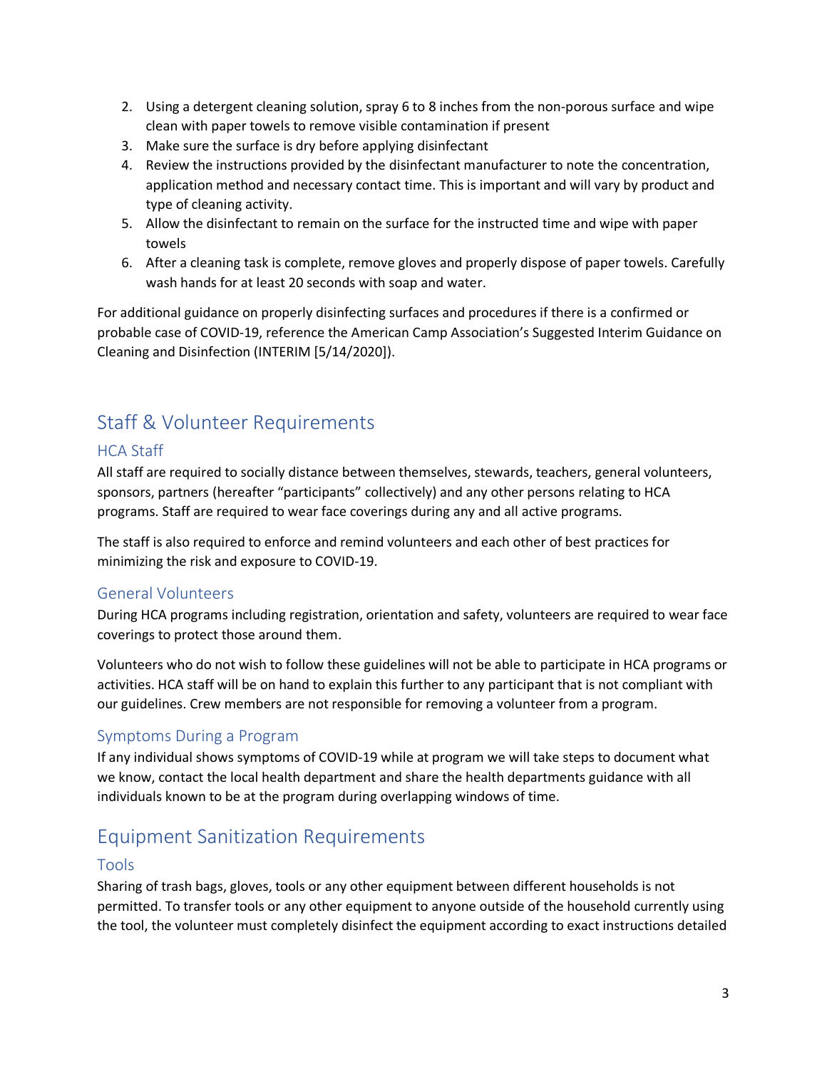2. Using a detergent cleaning solution, spray 6 to 8 inches from the non-porous surface and wipe clean with paper towels to remove visible contamination if present
3. Make sure the surface is dry before applying disinfectant
4. Review the instructions provided by the disinfectant manufacturer to note the concentration, application method and necessary contact time. This is important and will vary by product and type of cleaning activity.
5. Allow the disinfectant to remain on the surface for the instructed time and wipe with paper towels
6. After a cleaning task is complete, remove gloves and properly dispose of paper towels. Carefully wash hands for at least 20 seconds with soap and water.

For additional guidance on properly disinfecting surfaces and procedures if there is a confirmed or probable case of COVID-19, reference the American Camp Association's Suggested Interim Guidance on Cleaning and Disinfection (INTERIM [5/14/2020]).

## Staff & Volunteer Requirements

### HCA Staff

All staff are required to socially distance between themselves, stewards, teachers, general volunteers, sponsors, partners (hereafter "participants" collectively) and any other persons relating to HCA programs. Staff are required to wear face coverings during any and all active programs.

The staff is also required to enforce and remind volunteers and each other of best practices for minimizing the risk and exposure to COVID-19.

### General Volunteers

During HCA programs including registration, orientation and safety, volunteers are required to wear face coverings to protect those around them.

Volunteers who do not wish to follow these guidelines will not be able to participate in HCA programs or activities. HCA staff will be on hand to explain this further to any participant that is not compliant with our guidelines. Crew members are not responsible for removing a volunteer from a program.

### Symptoms During a Program

If any individual shows symptoms of COVID-19 while at program we will take steps to document what we know, contact the local health department and share the health departments guidance with all individuals known to be at the program during overlapping windows of time.

## Equipment Sanitization Requirements

### Tools

Sharing of trash bags, gloves, tools or any other equipment between different households is not permitted. To transfer tools or any other equipment to anyone outside of the household currently using the tool, the volunteer must completely disinfect the equipment according to exact instructions detailed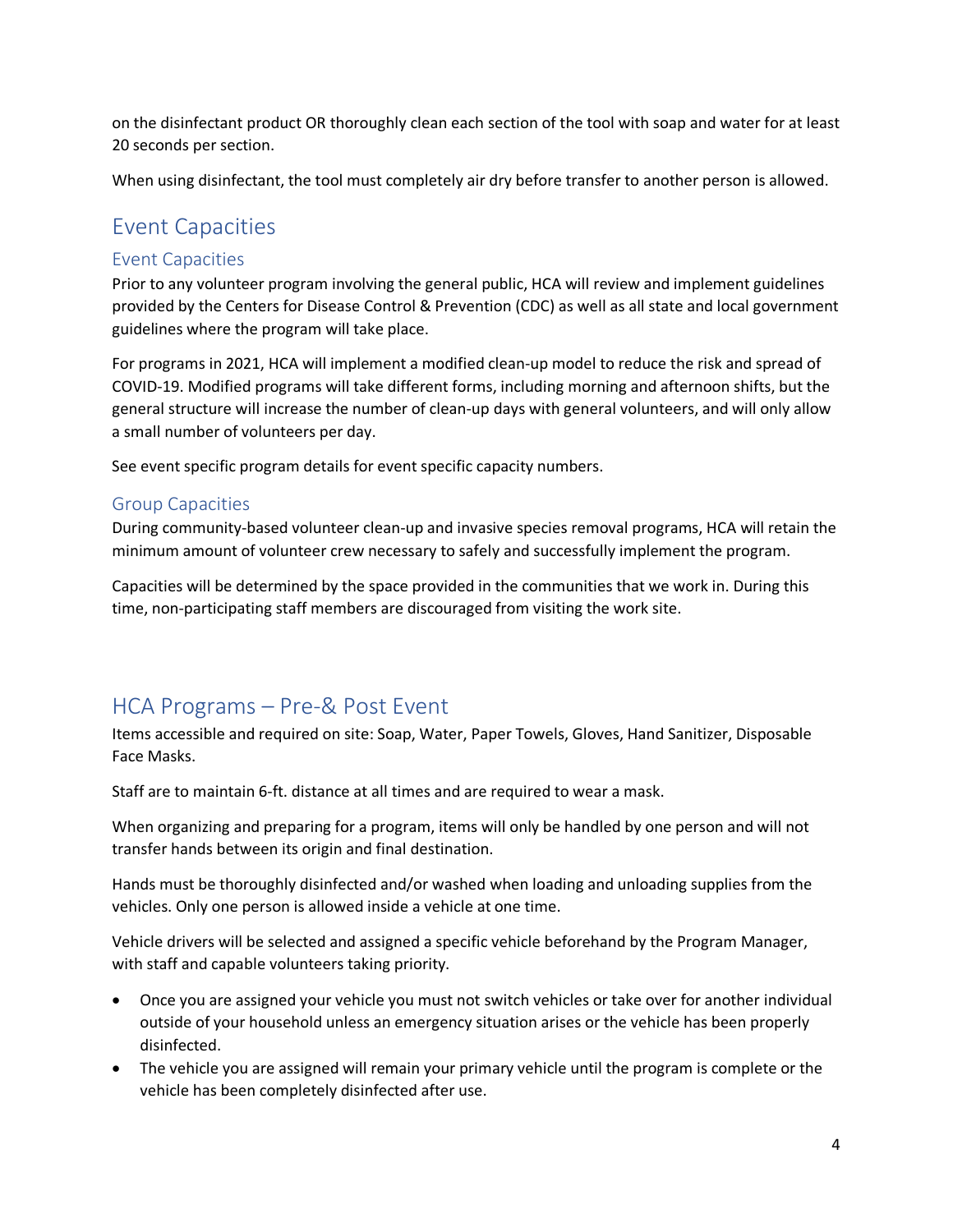on the disinfectant product OR thoroughly clean each section of the tool with soap and water for at least 20 seconds per section.

When using disinfectant, the tool must completely air dry before transfer to another person is allowed.

## Event Capacities

### Event Capacities

Prior to any volunteer program involving the general public, HCA will review and implement guidelines provided by the Centers for Disease Control & Prevention (CDC) as well as all state and local government guidelines where the program will take place.

For programs in 2021, HCA will implement a modified clean-up model to reduce the risk and spread of COVID-19. Modified programs will take different forms, including morning and afternoon shifts, but the general structure will increase the number of clean-up days with general volunteers, and will only allow a small number of volunteers per day.

See event specific program details for event specific capacity numbers.

### Group Capacities

During community-based volunteer clean-up and invasive species removal programs, HCA will retain the minimum amount of volunteer crew necessary to safely and successfully implement the program.

Capacities will be determined by the space provided in the communities that we work in. During this time, non-participating staff members are discouraged from visiting the work site.

## HCA Programs – Pre-& Post Event

Items accessible and required on site: Soap, Water, Paper Towels, Gloves, Hand Sanitizer, Disposable Face Masks.

Staff are to maintain 6-ft. distance at all times and are required to wear a mask.

When organizing and preparing for a program, items will only be handled by one person and will not transfer hands between its origin and final destination.

Hands must be thoroughly disinfected and/or washed when loading and unloading supplies from the vehicles. Only one person is allowed inside a vehicle at one time.

Vehicle drivers will be selected and assigned a specific vehicle beforehand by the Program Manager, with staff and capable volunteers taking priority.

- Once you are assigned your vehicle you must not switch vehicles or take over for another individual outside of your household unless an emergency situation arises or the vehicle has been properly disinfected.
- The vehicle you are assigned will remain your primary vehicle until the program is complete or the vehicle has been completely disinfected after use.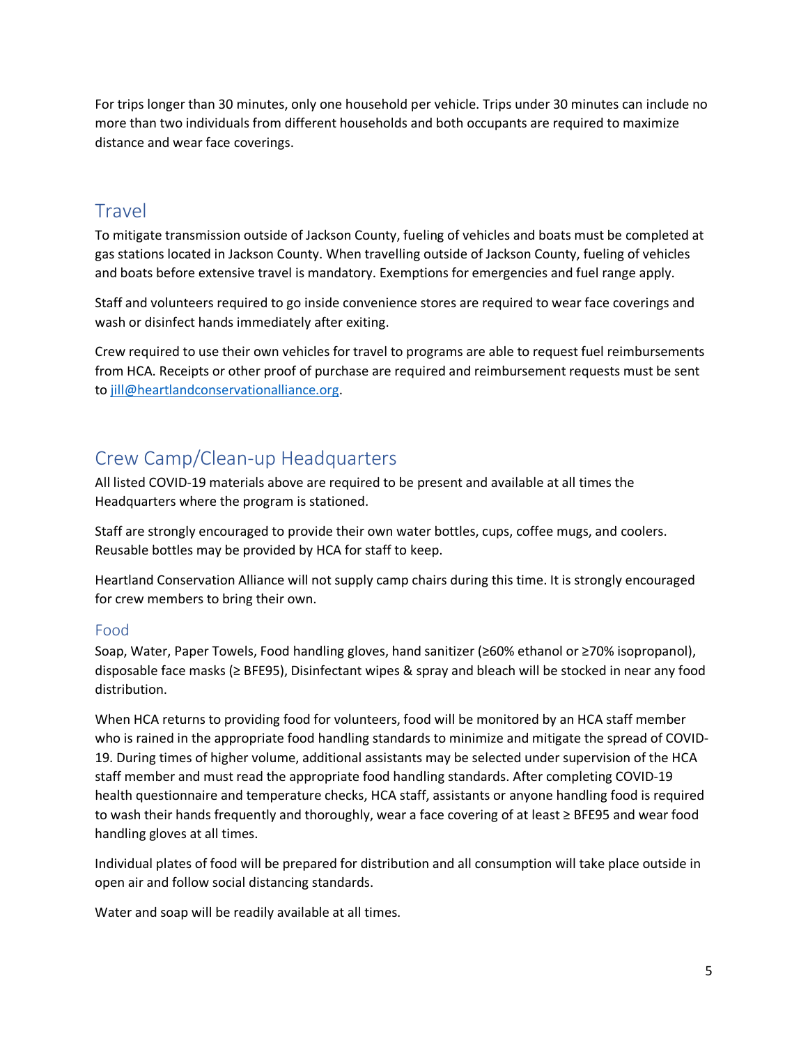For trips longer than 30 minutes, only one household per vehicle. Trips under 30 minutes can include no more than two individuals from different households and both occupants are required to maximize distance and wear face coverings.

## Travel

To mitigate transmission outside of Jackson County, fueling of vehicles and boats must be completed at gas stations located in Jackson County. When travelling outside of Jackson County, fueling of vehicles and boats before extensive travel is mandatory. Exemptions for emergencies and fuel range apply.

Staff and volunteers required to go inside convenience stores are required to wear face coverings and wash or disinfect hands immediately after exiting.

Crew required to use their own vehicles for travel to programs are able to request fuel reimbursements from HCA. Receipts or other proof of purchase are required and reimbursement requests must be sent to jill@heartlandconservationalliance.org.

## Crew Camp/Clean-up Headquarters

All listed COVID-19 materials above are required to be present and available at all times the Headquarters where the program is stationed.

Staff are strongly encouraged to provide their own water bottles, cups, coffee mugs, and coolers. Reusable bottles may be provided by HCA for staff to keep.

Heartland Conservation Alliance will not supply camp chairs during this time. It is strongly encouraged for crew members to bring their own.

### Food

Soap, Water, Paper Towels, Food handling gloves, hand sanitizer (≥60% ethanol or ≥70% isopropanol), disposable face masks (≥ BFE95), Disinfectant wipes & spray and bleach will be stocked in near any food distribution.

When HCA returns to providing food for volunteers, food will be monitored by an HCA staff member who is rained in the appropriate food handling standards to minimize and mitigate the spread of COVID-19. During times of higher volume, additional assistants may be selected under supervision of the HCA staff member and must read the appropriate food handling standards. After completing COVID-19 health questionnaire and temperature checks, HCA staff, assistants or anyone handling food is required to wash their hands frequently and thoroughly, wear a face covering of at least ≥ BFE95 and wear food handling gloves at all times.

Individual plates of food will be prepared for distribution and all consumption will take place outside in open air and follow social distancing standards.

Water and soap will be readily available at all times.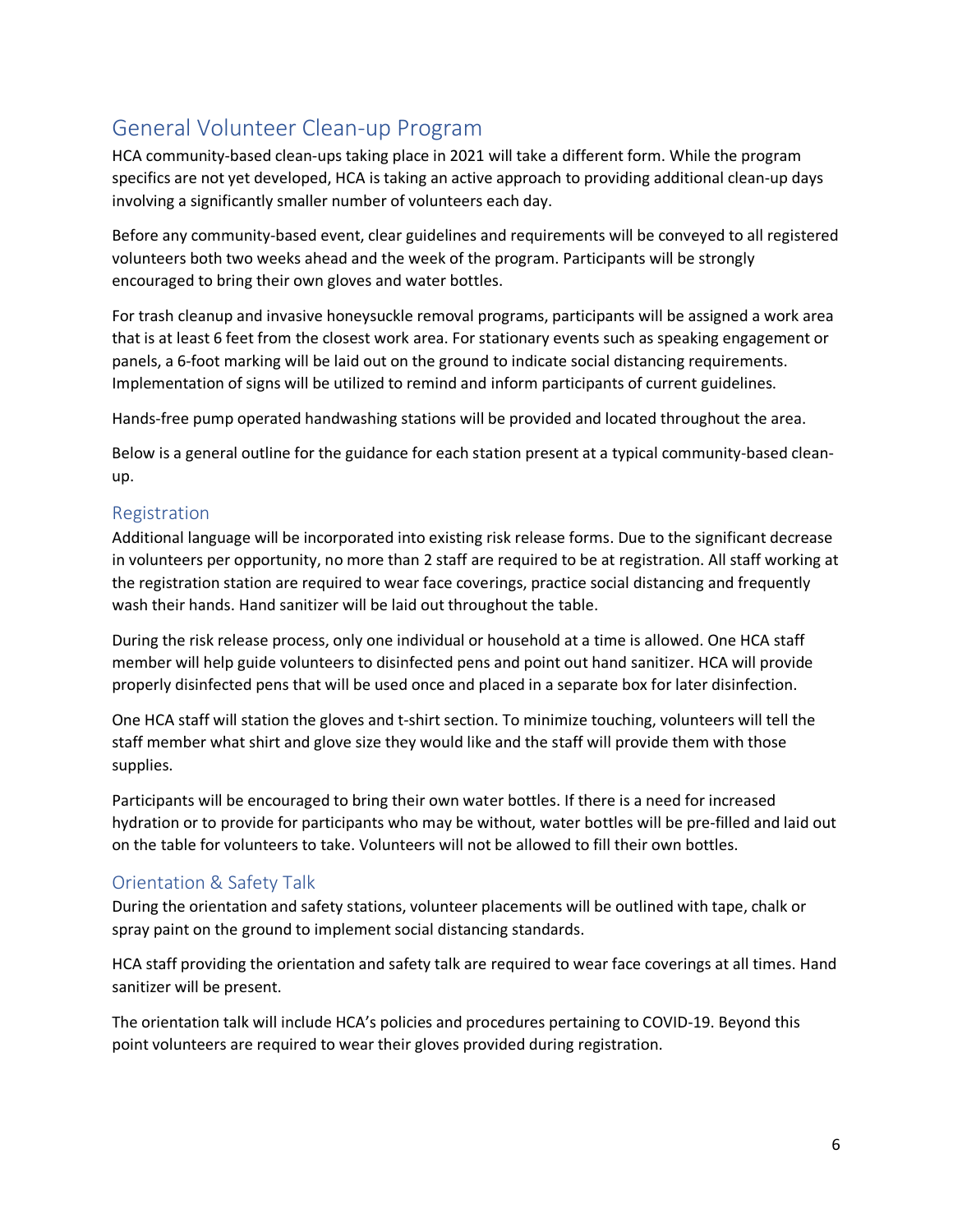## General Volunteer Clean-up Program

HCA community-based clean-ups taking place in 2021 will take a different form. While the program specifics are not yet developed, HCA is taking an active approach to providing additional clean-up days involving a significantly smaller number of volunteers each day.

Before any community-based event, clear guidelines and requirements will be conveyed to all registered volunteers both two weeks ahead and the week of the program. Participants will be strongly encouraged to bring their own gloves and water bottles.

For trash cleanup and invasive honeysuckle removal programs, participants will be assigned a work area that is at least 6 feet from the closest work area. For stationary events such as speaking engagement or panels, a 6-foot marking will be laid out on the ground to indicate social distancing requirements. Implementation of signs will be utilized to remind and inform participants of current guidelines.

Hands-free pump operated handwashing stations will be provided and located throughout the area.

Below is a general outline for the guidance for each station present at a typical community-based clean-up.

### Registration

Additional language will be incorporated into existing risk release forms. Due to the significant decrease in volunteers per opportunity, no more than 2 staff are required to be at registration. All staff working at the registration station are required to wear face coverings, practice social distancing and frequently wash their hands. Hand sanitizer will be laid out throughout the table.

During the risk release process, only one individual or household at a time is allowed. One HCA staff member will help guide volunteers to disinfected pens and point out hand sanitizer. HCA will provide properly disinfected pens that will be used once and placed in a separate box for later disinfection.

One HCA staff will station the gloves and t-shirt section. To minimize touching, volunteers will tell the staff member what shirt and glove size they would like and the staff will provide them with those supplies.

Participants will be encouraged to bring their own water bottles. If there is a need for increased hydration or to provide for participants who may be without, water bottles will be pre-filled and laid out on the table for volunteers to take. Volunteers will not be allowed to fill their own bottles.

### Orientation & Safety Talk

During the orientation and safety stations, volunteer placements will be outlined with tape, chalk or spray paint on the ground to implement social distancing standards.

HCA staff providing the orientation and safety talk are required to wear face coverings at all times. Hand sanitizer will be present.

The orientation talk will include HCA's policies and procedures pertaining to COVID-19. Beyond this point volunteers are required to wear their gloves provided during registration.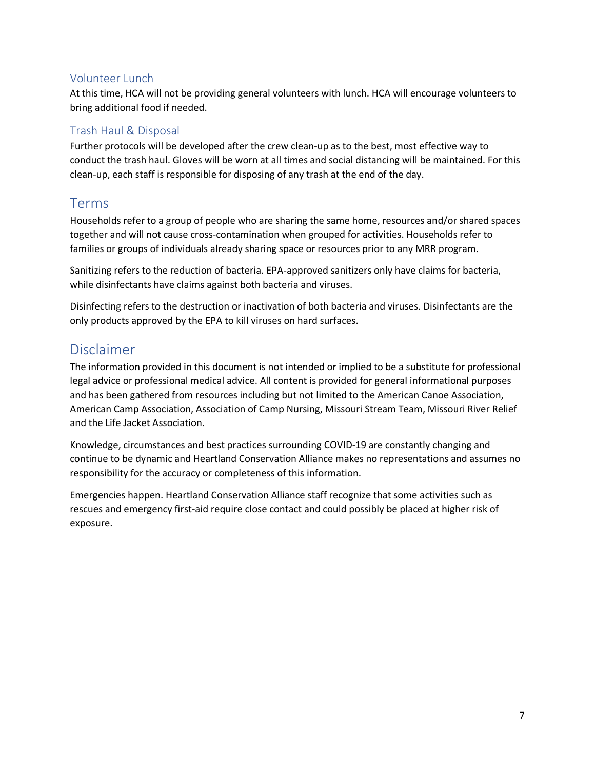### Volunteer Lunch

At this time, HCA will not be providing general volunteers with lunch. HCA will encourage volunteers to bring additional food if needed.

### Trash Haul & Disposal

Further protocols will be developed after the crew clean-up as to the best, most effective way to conduct the trash haul. Gloves will be worn at all times and social distancing will be maintained. For this clean-up, each staff is responsible for disposing of any trash at the end of the day.

## Terms

Households refer to a group of people who are sharing the same home, resources and/or shared spaces together and will not cause cross-contamination when grouped for activities. Households refer to families or groups of individuals already sharing space or resources prior to any MRR program.

Sanitizing refers to the reduction of bacteria. EPA-approved sanitizers only have claims for bacteria, while disinfectants have claims against both bacteria and viruses.

Disinfecting refers to the destruction or inactivation of both bacteria and viruses. Disinfectants are the only products approved by the EPA to kill viruses on hard surfaces.

## Disclaimer

The information provided in this document is not intended or implied to be a substitute for professional legal advice or professional medical advice. All content is provided for general informational purposes and has been gathered from resources including but not limited to the American Canoe Association, American Camp Association, Association of Camp Nursing, Missouri Stream Team, Missouri River Relief and the Life Jacket Association.

Knowledge, circumstances and best practices surrounding COVID-19 are constantly changing and continue to be dynamic and Heartland Conservation Alliance makes no representations and assumes no responsibility for the accuracy or completeness of this information.

Emergencies happen. Heartland Conservation Alliance staff recognize that some activities such as rescues and emergency first-aid require close contact and could possibly be placed at higher risk of exposure.